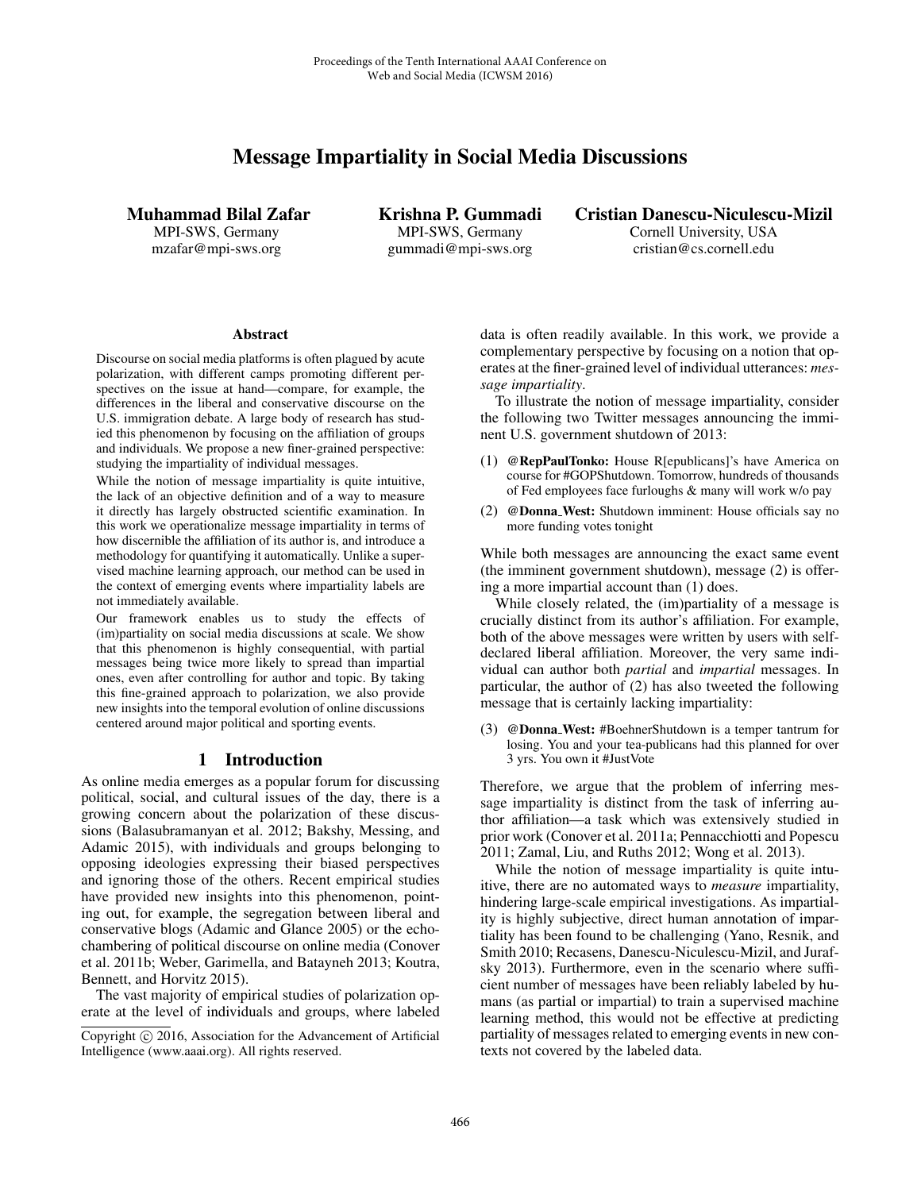# Message Impartiality in Social Media Discussions

**Muhammad Bilal Zafar**
MPI-SWS, Germany
mzafar@mpi-sws.org

**Krishna P. Gummadi**
MPI-SWS, Germany
gummadi@mpi-sws.org

**Cristian Danescu-Niculescu-Mizil**
Cornell University, USA
cristian@cs.cornell.edu

### Abstract

Discourse on social media platforms is often plagued by acute polarization, with different camps promoting different perspectives on the issue at hand—compare, for example, the differences in the liberal and conservative discourse on the U.S. immigration debate. A large body of research has studied this phenomenon by focusing on the affiliation of groups and individuals. We propose a new finer-grained perspective: studying the impartiality of individual messages.

While the notion of message impartiality is quite intuitive, the lack of an objective definition and of a way to measure it directly has largely obstructed scientific examination. In this work we operationalize message impartiality in terms of how discernible the affiliation of its author is, and introduce a methodology for quantifying it automatically. Unlike a supervised machine learning approach, our method can be used in the context of emerging events where impartiality labels are not immediately available.

Our framework enables us to study the effects of (im)partiality on social media discussions at scale. We show that this phenomenon is highly consequential, with partial messages being twice more likely to spread than impartial ones, even after controlling for author and topic. By taking this fine-grained approach to polarization, we also provide new insights into the temporal evolution of online discussions centered around major political and sporting events.

## 1 Introduction

As online media emerges as a popular forum for discussing political, social, and cultural issues of the day, there is a growing concern about the polarization of these discussions (Balasubramanyan et al. 2012; Bakshy, Messing, and Adamic 2015), with individuals and groups belonging to opposing ideologies expressing their biased perspectives and ignoring those of the others. Recent empirical studies have provided new insights into this phenomenon, pointing out, for example, the segregation between liberal and conservative blogs (Adamic and Glance 2005) or the echo-chambering of political discourse on online media (Conover et al. 2011b; Weber, Garimella, and Batayneh 2013; Koutra, Bennett, and Horvitz 2015).

The vast majority of empirical studies of polarization operate at the level of individuals and groups, where labeled data is often readily available. In this work, we provide a complementary perspective by focusing on a notion that operates at the finer-grained level of individual utterances: *message impartiality*.

To illustrate the notion of message impartiality, consider the following two Twitter messages announcing the imminent U.S. government shutdown of 2013:

(1) **@RepPaulTonko:** House R[epublicans]'s have America on course for #GOPShutdown. Tomorrow, hundreds of thousands of Fed employees face furloughs & many will work w/o pay

(2) **@Donna_West:** Shutdown imminent: House officials say no more funding votes tonight

While both messages are announcing the exact same event (the imminent government shutdown), message (2) is offering a more impartial account than (1) does.

While closely related, the (im)partiality of a message is crucially distinct from its author's affiliation. For example, both of the above messages were written by users with self-declared liberal affiliation. Moreover, the very same individual can author both *partial* and *impartial* messages. In particular, the author of (2) has also tweeted the following message that is certainly lacking impartiality:

(3) **@Donna_West:** #BoehnerShutdown is a temper tantrum for losing. You and your tea-publicans had this planned for over 3 yrs. You own it #JustVote

Therefore, we argue that the problem of inferring message impartiality is distinct from the task of inferring author affiliation—a task which was extensively studied in prior work (Conover et al. 2011a; Pennacchiotti and Popescu 2011; Zamal, Liu, and Ruths 2012; Wong et al. 2013).

While the notion of message impartiality is quite intuitive, there are no automated ways to *measure* impartiality, hindering large-scale empirical investigations. As impartiality is highly subjective, direct human annotation of impartiality has been found to be challenging (Yano, Resnik, and Smith 2010; Recasens, Danescu-Niculescu-Mizil, and Jurafsky 2013). Furthermore, even in the scenario where sufficient number of messages have been reliably labeled by humans (as partial or impartial) to train a supervised machine learning method, this would not be effective at predicting partiality of messages related to emerging events in new contexts not covered by the labeled data.

Copyright © 2016, Association for the Advancement of Artificial Intelligence (www.aaai.org). All rights reserved.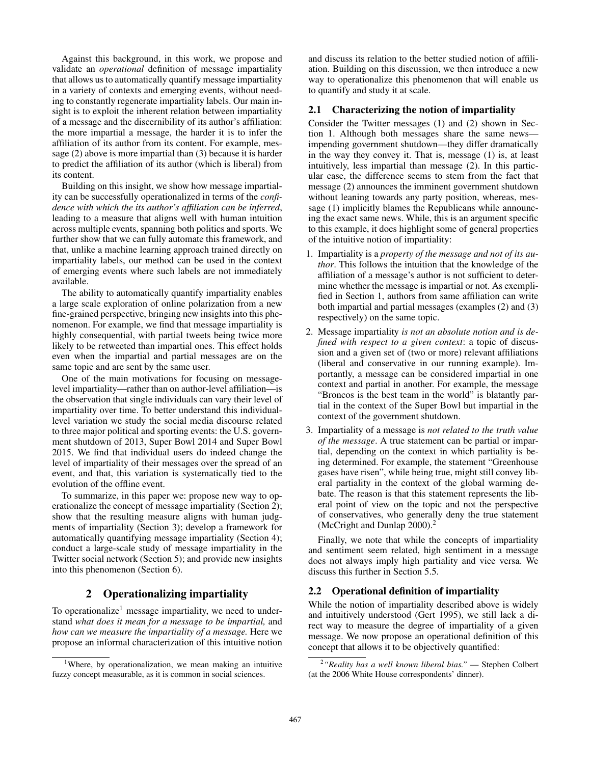Against this background, in this work, we propose and validate an *operational* definition of message impartiality that allows us to automatically quantify message impartiality in a variety of contexts and emerging events, without needing to constantly regenerate impartiality labels. Our main insight is to exploit the inherent relation between impartiality of a message and the discernibility of its author's affiliation: the more impartial a message, the harder it is to infer the affiliation of its author from its content. For example, message (2) above is more impartial than (3) because it is harder to predict the affiliation of its author (which is liberal) from its content.

Building on this insight, we show how message impartiality can be successfully operationalized in terms of the *confidence with which the its author's affiliation can be inferred*, leading to a measure that aligns well with human intuition across multiple events, spanning both politics and sports. We further show that we can fully automate this framework, and that, unlike a machine learning approach trained directly on impartiality labels, our method can be used in the context of emerging events where such labels are not immediately available.

The ability to automatically quantify impartiality enables a large scale exploration of online polarization from a new fine-grained perspective, bringing new insights into this phenomenon. For example, we find that message impartiality is highly consequential, with partial tweets being twice more likely to be retweeted than impartial ones. This effect holds even when the impartial and partial messages are on the same topic and are sent by the same user.

One of the main motivations for focusing on message-level impartiality—rather than on author-level affiliation—is the observation that single individuals can vary their level of impartiality over time. To better understand this individual-level variation we study the social media discourse related to three major political and sporting events: the U.S. government shutdown of 2013, Super Bowl 2014 and Super Bowl 2015. We find that individual users do indeed change the level of impartiality of their messages over the spread of an event, and that, this variation is systematically tied to the evolution of the offline event.

To summarize, in this paper we: propose new way to operationalize the concept of message impartiality (Section 2); show that the resulting measure aligns with human judgments of impartiality (Section 3); develop a framework for automatically quantifying message impartiality (Section 4); conduct a large-scale study of message impartiality in the Twitter social network (Section 5); and provide new insights into this phenomenon (Section 6).

## 2 Operationalizing impartiality

To operationalize[1] message impartiality, we need to understand *what does it mean for a message to be impartial,* and *how can we measure the impartiality of a message.* Here we propose an informal characterization of this intuitive notion and discuss its relation to the better studied notion of affiliation. Building on this discussion, we then introduce a new way to operationalize this phenomenon that will enable us to quantify and study it at scale.

### 2.1 Characterizing the notion of impartiality

Consider the Twitter messages (1) and (2) shown in Section 1. Although both messages share the same news—impending government shutdown—they differ dramatically in the way they convey it. That is, message (1) is, at least intuitively, less impartial than message (2). In this particular case, the difference seems to stem from the fact that message (2) announces the imminent government shutdown without leaning towards any party position, whereas, message (1) implicitly blames the Republicans while announcing the exact same news. While, this is an argument specific to this example, it does highlight some of general properties of the intuitive notion of impartiality:

1. Impartiality is a *property of the message and not of its author*. This follows the intuition that the knowledge of the affiliation of a message's author is not sufficient to determine whether the message is impartial or not. As exemplified in Section 1, authors from same affiliation can write both impartial and partial messages (examples (2) and (3) respectively) on the same topic.
2. Message impartiality *is not an absolute notion and is defined with respect to a given context*: a topic of discussion and a given set of (two or more) relevant affiliations (liberal and conservative in our running example). Importantly, a message can be considered impartial in one context and partial in another. For example, the message "Broncos is the best team in the world" is blatantly partial in the context of the Super Bowl but impartial in the context of the government shutdown.
3. Impartiality of a message is *not related to the truth value of the message*. A true statement can be partial or impartial, depending on the context in which partiality is being determined. For example, the statement "Greenhouse gases have risen", while being true, might still convey liberal partiality in the context of the global warming debate. The reason is that this statement represents the liberal point of view on the topic and not the perspective of conservatives, who generally deny the true statement (McCright and Dunlap 2000).[2]

Finally, we note that while the concepts of impartiality and sentiment seem related, high sentiment in a message does not always imply high partiality and vice versa. We discuss this further in Section 5.5.

### 2.2 Operational definition of impartiality

While the notion of impartiality described above is widely and intuitively understood (Gert 1995), we still lack a direct way to measure the degree of impartiality of a given message. We now propose an operational definition of this concept that allows it to be objectively quantified:

---

[1] Where, by operationalization, we mean making an intuitive fuzzy concept measurable, as it is common in social sciences.

[2] *"Reality has a well known liberal bias."* — Stephen Colbert (at the 2006 White House correspondents' dinner).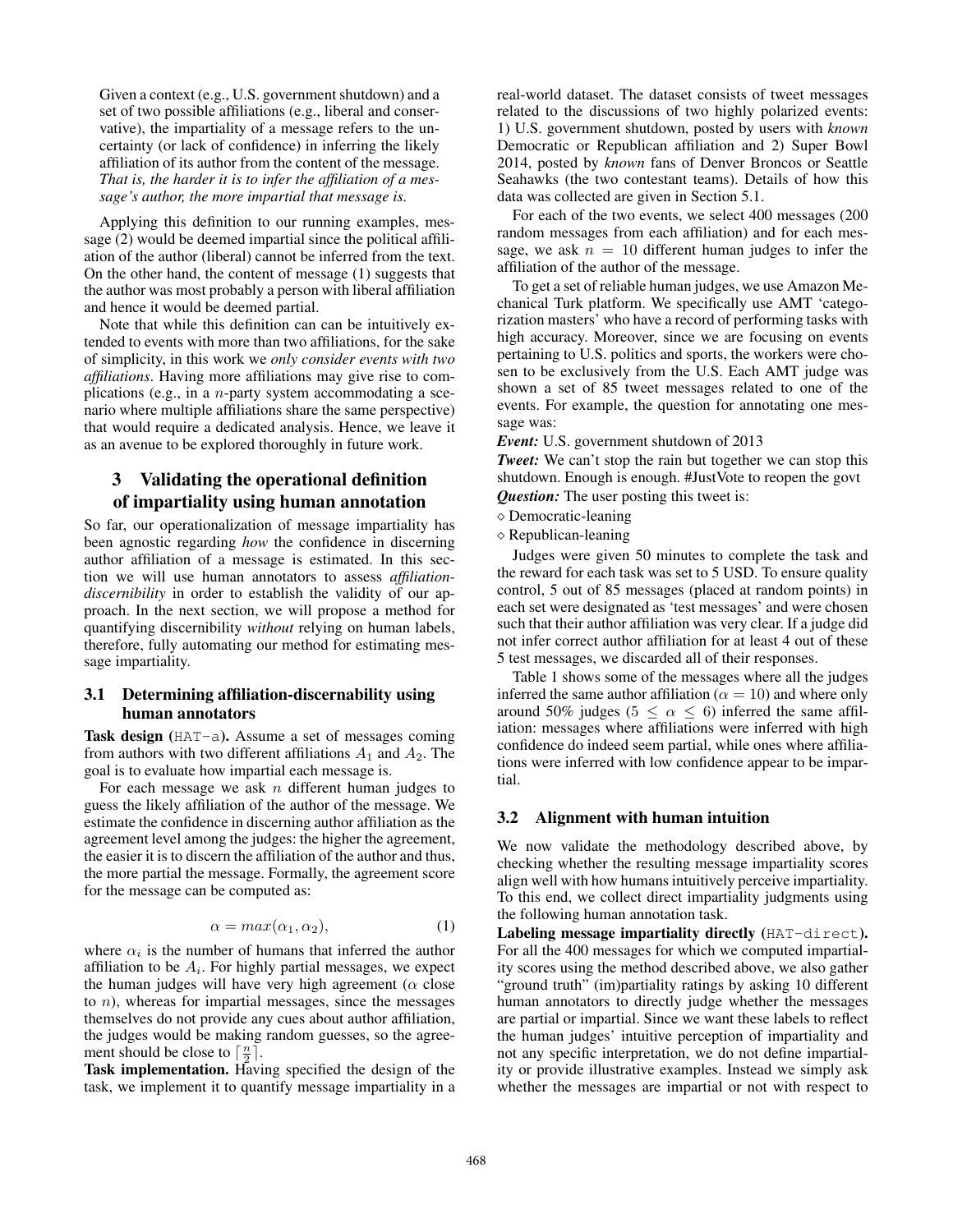Given a context (e.g., U.S. government shutdown) and a set of two possible affiliations (e.g., liberal and conservative), the impartiality of a message refers to the uncertainty (or lack of confidence) in inferring the likely affiliation of its author from the content of the message. *That is, the harder it is to infer the affiliation of a message's author, the more impartial that message is.*

Applying this definition to our running examples, message (2) would be deemed impartial since the political affiliation of the author (liberal) cannot be inferred from the text. On the other hand, the content of message (1) suggests that the author was most probably a person with liberal affiliation and hence it would be deemed partial.

Note that while this definition can be intuitively extended to events with more than two affiliations, for the sake of simplicity, in this work we *only consider events with two affiliations*. Having more affiliations may give rise to complications (e.g., in a $n$-party system accommodating a scenario where multiple affiliations share the same perspective) that would require a dedicated analysis. Hence, we leave it as an avenue to be explored thoroughly in future work.

## 3 Validating the operational definition of impartiality using human annotation

So far, our operationalization of message impartiality has been agnostic regarding *how* the confidence in discerning author affiliation of a message is estimated. In this section we will use human annotators to assess *affiliation-discernibility* in order to establish the validity of our approach. In the next section, we will propose a method for quantifying discernibility *without* relying on human labels, therefore, fully automating our method for estimating message impartiality.

### 3.1 Determining affiliation-discernability using human annotators

**Task design (`HAT-a`).** Assume a set of messages coming from authors with two different affiliations $A_1$ and $A_2$. The goal is to evaluate how impartial each message is.

For each message we ask $n$ different human judges to guess the likely affiliation of the author of the message. We estimate the confidence in discerning author affiliation as the agreement level among the judges: the higher the agreement, the easier it is to discern the affiliation of the author and thus, the more partial the message. Formally, the agreement score for the message can be computed as:

$$\alpha = max(\alpha_1, \alpha_2), \tag{1}$$

where $\alpha_i$ is the number of humans that inferred the author affiliation to be $A_i$. For highly partial messages, we expect the human judges will have very high agreement ($\alpha$ close to $n$), whereas for impartial messages, since the messages themselves do not provide any cues about author affiliation, the judges would be making random guesses, so the agreement should be close to $\lceil \frac{n}{2} \rceil$.

**Task implementation.** Having specified the design of the task, we implement it to quantify message impartiality in a real-world dataset. The dataset consists of tweet messages related to the discussions of two highly polarized events: 1) U.S. government shutdown, posted by users with *known* Democratic or Republican affiliation and 2) Super Bowl 2014, posted by *known* fans of Denver Broncos or Seattle Seahawks (the two contestant teams). Details of how this data was collected are given in Section 5.1.

For each of the two events, we select 400 messages (200 random messages from each affiliation) and for each message, we ask $n = 10$ different human judges to infer the affiliation of the author of the message.

To get a set of reliable human judges, we use Amazon Mechanical Turk platform. We specifically use AMT 'categorization masters' who have a record of performing tasks with high accuracy. Moreover, since we are focusing on events pertaining to U.S. politics and sports, the workers were chosen to be exclusively from the U.S. Each AMT judge was shown a set of 85 tweet messages related to one of the events. For example, the question for annotating one message was:

***Event:*** U.S. government shutdown of 2013

***Tweet:*** We can't stop the rain but together we can stop this shutdown. Enough is enough. #JustVote to reopen the govt

***Question:*** The user posting this tweet is:

◇ Democratic-leaning

◇ Republican-leaning

Judges were given 50 minutes to complete the task and the reward for each task was set to 5 USD. To ensure quality control, 5 out of 85 messages (placed at random points) in each set were designated as 'test messages' and were chosen such that their author affiliation was very clear. If a judge did not infer correct author affiliation for at least 4 out of these 5 test messages, we discarded all of their responses.

Table 1 shows some of the messages where all the judges inferred the same author affiliation ($\alpha = 10$) and where only around 50% judges ($5 \leq \alpha \leq 6$) inferred the same affiliation: messages where affiliations were inferred with high confidence do indeed seem partial, while ones where affiliations were inferred with low confidence appear to be impartial.

### 3.2 Alignment with human intuition

We now validate the methodology described above, by checking whether the resulting message impartiality scores align well with how humans intuitively perceive impartiality. To this end, we collect direct impartiality judgments using the following human annotation task.

**Labeling message impartiality directly (`HAT-direct`).** For all the 400 messages for which we computed impartiality scores using the method described above, we also gather "ground truth" (im)partiality ratings by asking 10 different human annotators to directly judge whether the messages are partial or impartial. Since we want these labels to reflect the human judges' intuitive perception of impartiality and not any specific interpretation, we do not define impartiality or provide illustrative examples. Instead we simply ask whether the messages are impartial or not with respect to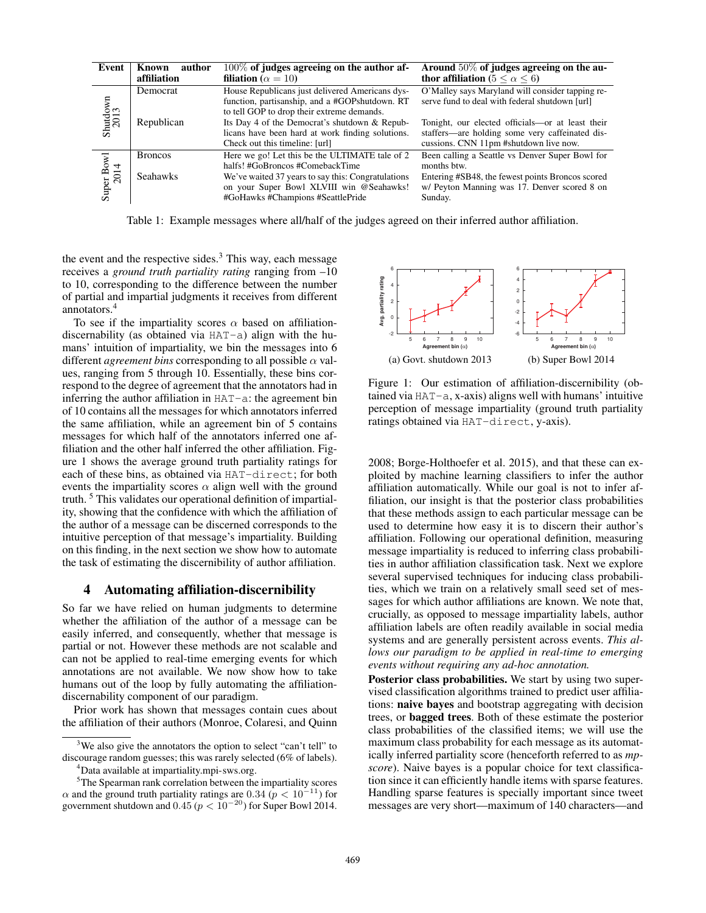| Event | Known author affiliation | 100% of judges agreeing on the author affiliation ($\alpha = 10$) | Around 50% of judges agreeing on the author affiliation ($5 \leq \alpha \leq 6$) |
|---|---|---|---|
| Shutdown 2013 | Democrat | House Republicans just delivered Americans dysfunction, partisanship, and a #GOPshutdown. RT to tell GOP to drop their extreme demands. | O'Malley says Maryland will consider tapping reserve fund to deal with federal shutdown [url] |
| | Republican | Its Day 4 of the Democrat's shutdown & Republicans have been hard at work finding solutions. Check out this timeline: [url] | Tonight, our elected officials—or at least their staffers—are holding some very caffeinated discussions. CNN 11pm #shutdown live now. |
| Super Bowl 2014 | Broncos | Here we go! Let this be the ULTIMATE tale of 2 halfs! #GoBroncos #ComebackTime | Been calling a Seattle vs Denver Super Bowl for months btw. |
| | Seahawks | We've waited 37 years to say this: Congratulations on your Super Bowl XLVIII win @Seahawks! #GoHawks #Champions #SeattlePride | Entering #SB48, the fewest points Broncos scored w/ Peyton Manning was 17. Denver scored 8 on Sunday. |

Table 1: Example messages where all/half of the judges agreed on their inferred author affiliation.

the event and the respective sides.[3] This way, each message receives a *ground truth partiality rating* ranging from –10 to 10, corresponding to the difference between the number of partial and impartial judgments it receives from different annotators.[4]

To see if the impartiality scores $\alpha$ based on affiliation-discernability (as obtained via HAT-a) align with the humans' intuition of impartiality, we bin the messages into 6 different *agreement bins* corresponding to all possible $\alpha$ values, ranging from 5 through 10. Essentially, these bins correspond to the degree of agreement that the annotators had in inferring the author affiliation in HAT-a: the agreement bin of 10 contains all the messages for which annotators inferred the same affiliation, while an agreement bin of 5 contains messages for which half of the annotators inferred one affiliation and the other half inferred the other affiliation. Figure 1 shows the average ground truth partiality ratings for each of these bins, as obtained via HAT-direct; for both events the impartiality scores $\alpha$ align well with the ground truth.[5] This validates our operational definition of impartiality, showing that the confidence with which the affiliation of the author of a message can be discerned corresponds to the intuitive perception of that message's impartiality. Building on this finding, in the next section we show how to automate the task of estimating the discernibility of author affiliation.

(a) Govt. shutdown 2013 (b) Super Bowl 2014

Figure 1: Our estimation of affiliation-discernibility (obtained via HAT-a, x-axis) aligns well with humans' intuitive perception of message impartiality (ground truth partiality ratings obtained via HAT-direct, y-axis).

## 4 Automating affiliation-discernibility

So far we have relied on human judgments to determine whether the affiliation of the author of a message can be easily inferred, and consequently, whether that message is partial or not. However these methods are not scalable and can not be applied to real-time emerging events for which annotations are not available. We now show how to take humans out of the loop by fully automating the affiliation-discernability component of our paradigm.

Prior work has shown that messages contain cues about the affiliation of their authors (Monroe, Colaresi, and Quinn 2008; Borge-Holthoefer et al. 2015), and that these can exploited by machine learning classifiers to infer the author affiliation automatically. While our goal is not to infer affiliation, our insight is that the posterior class probabilities that these methods assign to each particular message can be used to determine how easy it is to discern their author's affiliation. Following our operational definition, measuring message impartiality is reduced to inferring class probabilities in author affiliation classification task. Next we explore several supervised techniques for inducing class probabilities, which we train on a relatively small seed set of messages for which author affiliations are known. We note that, crucially, as opposed to message impartiality labels, author affiliation labels are often readily available in social media systems and are generally persistent across events. *This allows our paradigm to be applied in real-time to emerging events without requiring any ad-hoc annotation.*

**Posterior class probabilities.** We start by using two supervised classification algorithms trained to predict user affiliations: **naive bayes** and bootstrap aggregating with decision trees, or **bagged trees**. Both of these estimate the posterior class probabilities of the classified items; we will use the maximum class probability for each message as its automatically inferred partiality score (henceforth referred to as *mp-score*). Naive bayes is a popular choice for text classification since it can efficiently handle items with sparse features. Handling sparse features is specially important since tweet messages are very short—maximum of 140 characters—and

[3] We also give the annotators the option to select "can't tell" to discourage random guesses; this was rarely selected (6% of labels).

[4] Data available at impartiality.mpi-sws.org.

[5] The Spearman rank correlation between the impartiality scores $\alpha$ and the ground truth partiality ratings are 0.34 ($p < 10^{-11}$) for government shutdown and 0.45 ($p < 10^{-20}$) for Super Bowl 2014.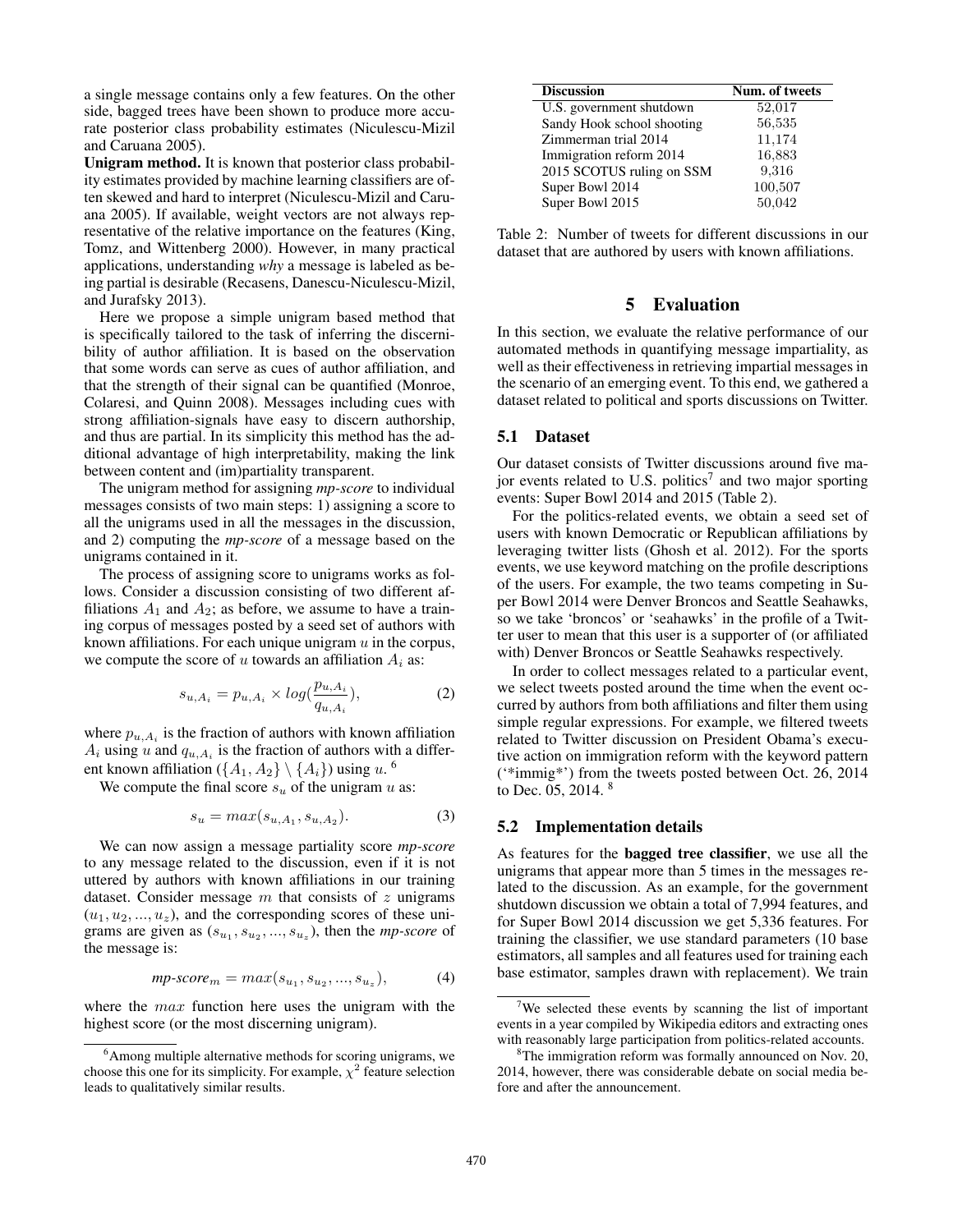a single message contains only a few features. On the other side, bagged trees have been shown to produce more accurate posterior class probability estimates (Niculescu-Mizil and Caruana 2005).

**Unigram method.** It is known that posterior class probability estimates provided by machine learning classifiers are often skewed and hard to interpret (Niculescu-Mizil and Caruana 2005). If available, weight vectors are not always representative of the relative importance on the features (King, Tomz, and Wittenberg 2000). However, in many practical applications, understanding *why* a message is labeled as being partial is desirable (Recasens, Danescu-Niculescu-Mizil, and Jurafsky 2013).

Here we propose a simple unigram based method that is specifically tailored to the task of inferring the discernibility of author affiliation. It is based on the observation that some words can serve as cues of author affiliation, and that the strength of their signal can be quantified (Monroe, Colaresi, and Quinn 2008). Messages including cues with strong affiliation-signals have easy to discern authorship, and thus are partial. In its simplicity this method has the additional advantage of high interpretability, making the link between content and (im)partiality transparent.

The unigram method for assigning *mp-score* to individual messages consists of two main steps: 1) assigning a score to all the unigrams used in all the messages in the discussion, and 2) computing the *mp-score* of a message based on the unigrams contained in it.

The process of assigning score to unigrams works as follows. Consider a discussion consisting of two different affiliations $A_1$ and $A_2$; as before, we assume to have a training corpus of messages posted by a seed set of authors with known affiliations. For each unique unigram $u$ in the corpus, we compute the score of $u$ towards an affiliation $A_i$ as:

$$s_{u,A_i} = p_{u,A_i} \times log(\frac{p_{u,A_i}}{q_{u,A_i}}), \quad (2)$$

where $p_{u,A_i}$ is the fraction of authors with known affiliation $A_i$ using $u$ and $q_{u,A_i}$ is the fraction of authors with a different known affiliation ($\{A_1, A_2\} \setminus \{A_i\}$) using $u$. [6]

We compute the final score $s_u$ of the unigram $u$ as:

$$s_u = max(s_{u,A_1}, s_{u,A_2}). \quad (3)$$

We can now assign a message partiality score *mp-score* to any message related to the discussion, even if it is not uttered by authors with known affiliations in our training dataset. Consider message $m$ that consists of $z$ unigrams $(u_1, u_2, ..., u_z)$, and the corresponding scores of these unigrams are given as $(s_{u_1}, s_{u_2}, ..., s_{u_z})$, then the *mp-score* of the message is:

$$\textit{mp-score}_m = max(s_{u_1}, s_{u_2}, ..., s_{u_z}), \quad (4)$$

where the $max$ function here uses the unigram with the highest score (or the most discerning unigram).

[6] Among multiple alternative methods for scoring unigrams, we choose this one for its simplicity. For example, $\chi^2$ feature selection leads to qualitatively similar results.

| Discussion | Num. of tweets |
|---|---|
| U.S. government shutdown | 52,017 |
| Sandy Hook school shooting | 56,535 |
| Zimmerman trial 2014 | 11,174 |
| Immigration reform 2014 | 16,883 |
| 2015 SCOTUS ruling on SSM | 9,316 |
| Super Bowl 2014 | 100,507 |
| Super Bowl 2015 | 50,042 |

Table 2: Number of tweets for different discussions in our dataset that are authored by users with known affiliations.

## 5 Evaluation

In this section, we evaluate the relative performance of our automated methods in quantifying message impartiality, as well as their effectiveness in retrieving impartial messages in the scenario of an emerging event. To this end, we gathered a dataset related to political and sports discussions on Twitter.

### 5.1 Dataset

Our dataset consists of Twitter discussions around five major events related to U.S. politics[7] and two major sporting events: Super Bowl 2014 and 2015 (Table 2).

For the politics-related events, we obtain a seed set of users with known Democratic or Republican affiliations by leveraging twitter lists (Ghosh et al. 2012). For the sports events, we use keyword matching on the profile descriptions of the users. For example, the two teams competing in Super Bowl 2014 were Denver Broncos and Seattle Seahawks, so we take 'broncos' or 'seahawks' in the profile of a Twitter user to mean that this user is a supporter of (or affiliated with) Denver Broncos or Seattle Seahawks respectively.

In order to collect messages related to a particular event, we select tweets posted around the time when the event occurred by authors from both affiliations and filter them using simple regular expressions. For example, we filtered tweets related to Twitter discussion on President Obama's executive action on immigration reform with the keyword pattern ('*immig*') from the tweets posted between Oct. 26, 2014 to Dec. 05, 2014. [8]

### 5.2 Implementation details

As features for the **bagged tree classifier**, we use all the unigrams that appear more than 5 times in the messages related to the discussion. As an example, for the government shutdown discussion we obtain a total of 7,994 features, and for Super Bowl 2014 discussion we get 5,336 features. For training the classifier, we use standard parameters (10 base estimators, all samples and all features used for training each base estimator, samples drawn with replacement). We train

[7] We selected these events by scanning the list of important events in a year compiled by Wikipedia editors and extracting ones with reasonably large participation from politics-related accounts.

[8] The immigration reform was formally announced on Nov. 20, 2014, however, there was considerable debate on social media before and after the announcement.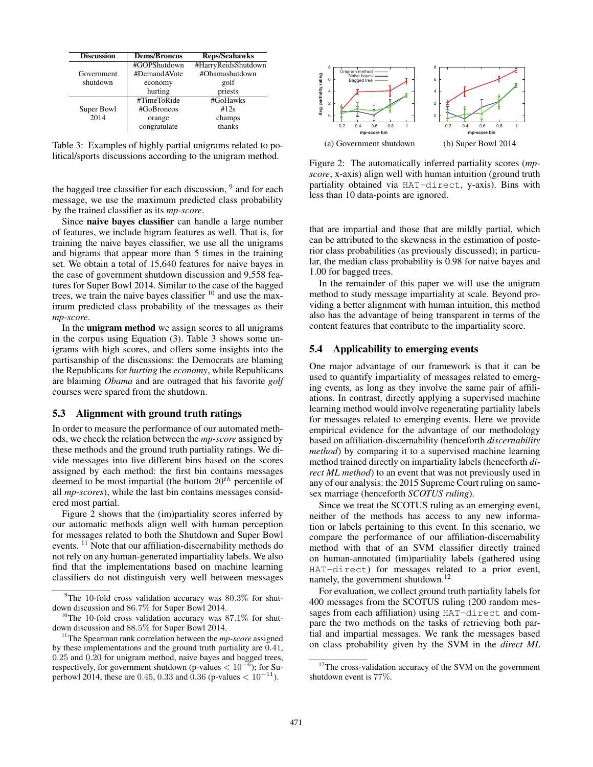| Discussion | Dems/Broncos | Reps/Seahawks |
|---|---|---|
| Government shutdown | #GOPShutdown | #HarryReidsShutdown |
| | #DemandAVote | #Obamashutdown |
| | economy | golf |
| | hurting | priests |
| Super Bowl 2014 | #TimeToRide | #GoHawks |
| | #GoBroncos | #12s |
| | orange | champs |
| | congratulate | thanks |

Table 3: Examples of highly partial unigrams related to political/sports discussions according to the unigram method.

the bagged tree classifier for each discussion, [9] and for each message, we use the maximum predicted class probability by the trained classifier as its *mp-score*.

Since **naive bayes classifier** can handle a large number of features, we include bigram features as well. That is, for training the naive bayes classifier, we use all the unigrams and bigrams that appear more than 5 times in the training set. We obtain a total of 15,640 features for naive bayes in the case of government shutdown discussion and 9,558 features for Super Bowl 2014. Similar to the case of the bagged trees, we train the naive bayes classifier [10] and use the maximum predicted class probability of the messages as their *mp-score*.

In the **unigram method** we assign scores to all unigrams in the corpus using Equation (3). Table 3 shows some unigrams with high scores, and offers some insights into the partisanship of the discussions: the Democrats are blaming the Republicans for *hurting* the *economy*, while Republicans are blaming *Obama* and are outraged that his favorite *golf* courses were spared from the shutdown.

### 5.3 Alignment with ground truth ratings

In order to measure the performance of our automated methods, we check the relation between the *mp-score* assigned by these methods and the ground truth partiality ratings. We divide messages into five different bins based on the scores assigned by each method: the first bin contains messages deemed to be most impartial (the bottom $20^{th}$ percentile of all *mp-scores*), while the last bin contains messages considered most partial.

Figure 2 shows that the (im)partiality scores inferred by our automatic methods align well with human perception for messages related to both the Shutdown and Super Bowl events. [11] Note that our affiliation-discernability methods do not rely on any human-generated impartiality labels. We also find that the implementations based on machine learning classifiers do not distinguish very well between messages that are impartial and those that are mildly partial, which can be attributed to the skewness in the estimation of posterior class probabilities (as previously discussed); in particular, the median class probability is 0.98 for naive bayes and 1.00 for bagged trees.

(a) Government shutdown (b) Super Bowl 2014

Figure 2: The automatically inferred partiality scores (*mp-score*, x-axis) align well with human intuition (ground truth partiality obtained via HAT-direct, y-axis). Bins with less than 10 data-points are ignored.

In the remainder of this paper we will use the unigram method to study message impartiality at scale. Beyond providing a better alignment with human intuition, this method also has the advantage of being transparent in terms of the content features that contribute to the impartiality score.

### 5.4 Applicability to emerging events

One major advantage of our framework is that it can be used to quantify impartiality of messages related to emerging events, as long as they involve the same pair of affiliations. In contrast, directly applying a supervised machine learning method would involve regenerating partiality labels for messages related to emerging events. Here we provide empirical evidence for the advantage of our methodology based on affiliation-discernability (henceforth *discernability method*) by comparing it to a supervised machine learning method trained directly on impartiality labels (henceforth *direct ML method*) to an event that was not previously used in any of our analysis: the 2015 Supreme Court ruling on same-sex marriage (henceforth *SCOTUS ruling*).

Since we treat the SCOTUS ruling as an emerging event, neither of the methods has access to any new information or labels pertaining to this event. In this scenario, we compare the performance of our affiliation-discernability method with that of an SVM classifier directly trained on human-annotated (im)partiality labels (gathered using HAT-direct) for messages related to a prior event, namely, the government shutdown.[12]

For evaluation, we collect ground truth partiality labels for 400 messages from the SCOTUS ruling (200 random messages from each affiliation) using HAT-direct and compare the two methods on the tasks of retrieving both partial and impartial messages. We rank the messages based on class probability given by the SVM in the *direct ML*

[9] The 10-fold cross validation accuracy was 80.3% for shutdown discussion and 86.7% for Super Bowl 2014.

[10] The 10-fold cross validation accuracy was 87.1% for shutdown discussion and 88.5% for Super Bowl 2014.

[11] The Spearman rank correlation between the *mp-score* assigned by these implementations and the ground truth partiality are 0.41, 0.25 and 0.20 for unigram method, naive bayes and bagged trees, respectively, for government shutdown (p-values $< 10^{-6}$); for Superbowl 2014, these are 0.45, 0.33 and 0.36 (p-values $< 10^{-11}$).

[12] The cross-validation accuracy of the SVM on the government shutdown event is 77%.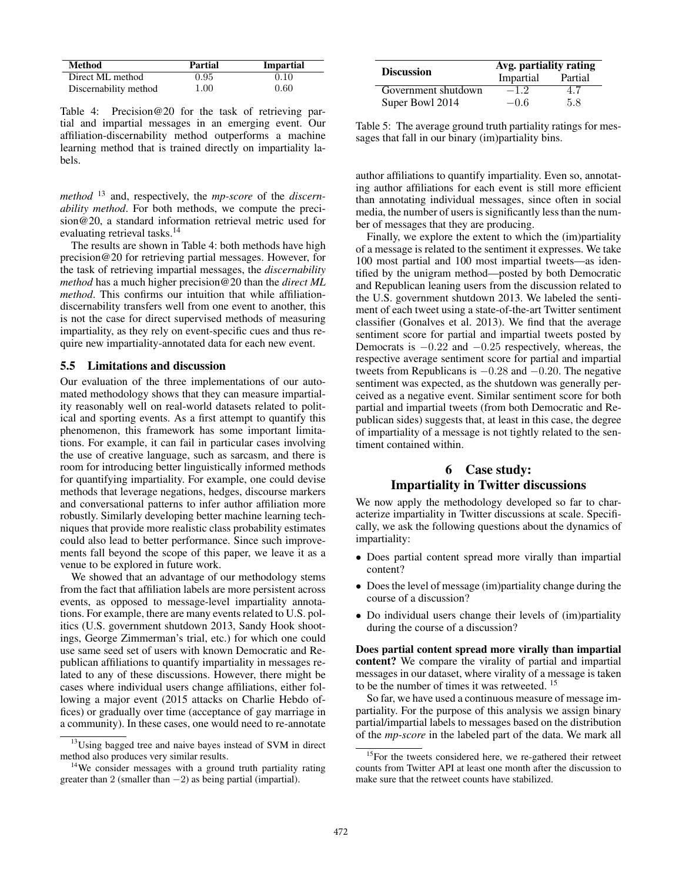| Method | Partial | Impartial |
|---|---|---|
| Direct ML method | 0.95 | 0.10 |
| Discernability method | 1.00 | 0.60 |

Table 4: Precision@20 for the task of retrieving partial and impartial messages in an emerging event. Our affiliation-discernability method outperforms a machine learning method that is trained directly on impartiality labels.

*method* [13] and, respectively, the *mp-score* of the *discernability method*. For both methods, we compute the precision@20, a standard information retrieval metric used for evaluating retrieval tasks.[14]

The results are shown in Table 4: both methods have high precision@20 for retrieving partial messages. However, for the task of retrieving impartial messages, the *discernability method* has a much higher precision@20 than the *direct ML method*. This confirms our intuition that while affiliation-discernability transfers well from one event to another, this is not the case for direct supervised methods of measuring impartiality, as they rely on event-specific cues and thus require new impartiality-annotated data for each new event.

### 5.5 Limitations and discussion

Our evaluation of the three implementations of our automated methodology shows that they can measure impartiality reasonably well on real-world datasets related to political and sporting events. As a first attempt to quantify this phenomenon, this framework has some important limitations. For example, it can fail in particular cases involving the use of creative language, such as sarcasm, and there is room for introducing better linguistically informed methods for quantifying impartiality. For example, one could devise methods that leverage negations, hedges, discourse markers and conversational patterns to infer author affiliation more robustly. Similarly developing better machine learning techniques that provide more realistic class probability estimates could also lead to better performance. Since such improvements fall beyond the scope of this paper, we leave it as a venue to be explored in future work.

We showed that an advantage of our methodology stems from the fact that affiliation labels are more persistent across events, as opposed to message-level impartiality annotations. For example, there are many events related to U.S. politics (U.S. government shutdown 2013, Sandy Hook shootings, George Zimmerman's trial, etc.) for which one could use same seed set of users with known Democratic and Republican affiliations to quantify impartiality in messages related to any of these discussions. However, there might be cases where individual users change affiliations, either following a major event (2015 attacks on Charlie Hebdo offices) or gradually over time (acceptance of gay marriage in a community). In these cases, one would need to re-annotate author affiliations to quantify impartiality. Even so, annotating author affiliations for each event is still more efficient than annotating individual messages, since often in social media, the number of users is significantly less than the number of messages that they are producing.

| Discussion | Avg. partiality rating | |
|---|---|---|
| | Impartial | Partial |
| Government shutdown | $-1.2$ | 4.7 |
| Super Bowl 2014 | $-0.6$ | 5.8 |

Table 5: The average ground truth partiality ratings for messages that fall in our binary (im)partiality bins.

Finally, we explore the extent to which the (im)partiality of a message is related to the sentiment it expresses. We take 100 most partial and 100 most impartial tweets—as identified by the unigram method—posted by both Democratic and Republican leaning users from the discussion related to the U.S. government shutdown 2013. We labeled the sentiment of each tweet using a state-of-the-art Twitter sentiment classifier (Gonalves et al. 2013). We find that the average sentiment score for partial and impartial tweets posted by Democrats is $-0.22$ and $-0.25$ respectively, whereas, the respective average sentiment score for partial and impartial tweets from Republicans is $-0.28$ and $-0.20$. The negative sentiment was expected, as the shutdown was generally perceived as a negative event. Similar sentiment score for both partial and impartial tweets (from both Democratic and Republican sides) suggests that, at least in this case, the degree of impartiality of a message is not tightly related to the sentiment contained within.

## 6 Case study: Impartiality in Twitter discussions

We now apply the methodology developed so far to characterize impartiality in Twitter discussions at scale. Specifically, we ask the following questions about the dynamics of impartiality:

- Does partial content spread more virally than impartial content?
- Does the level of message (im)partiality change during the course of a discussion?
- Do individual users change their levels of (im)partiality during the course of a discussion?

**Does partial content spread more virally than impartial content?** We compare the virality of partial and impartial messages in our dataset, where virality of a message is taken to be the number of times it was retweeted. [15]

So far, we have used a continuous measure of message impartiality. For the purpose of this analysis we assign binary partial/impartial labels to messages based on the distribution of the *mp-score* in the labeled part of the data. We mark all

[13] Using bagged tree and naive bayes instead of SVM in direct method also produces very similar results.

[14] We consider messages with a ground truth partiality rating greater than 2 (smaller than $-2$) as being partial (impartial).

[15] For the tweets considered here, we re-gathered their retweet counts from Twitter API at least one month after the discussion to make sure that the retweet counts have stabilized.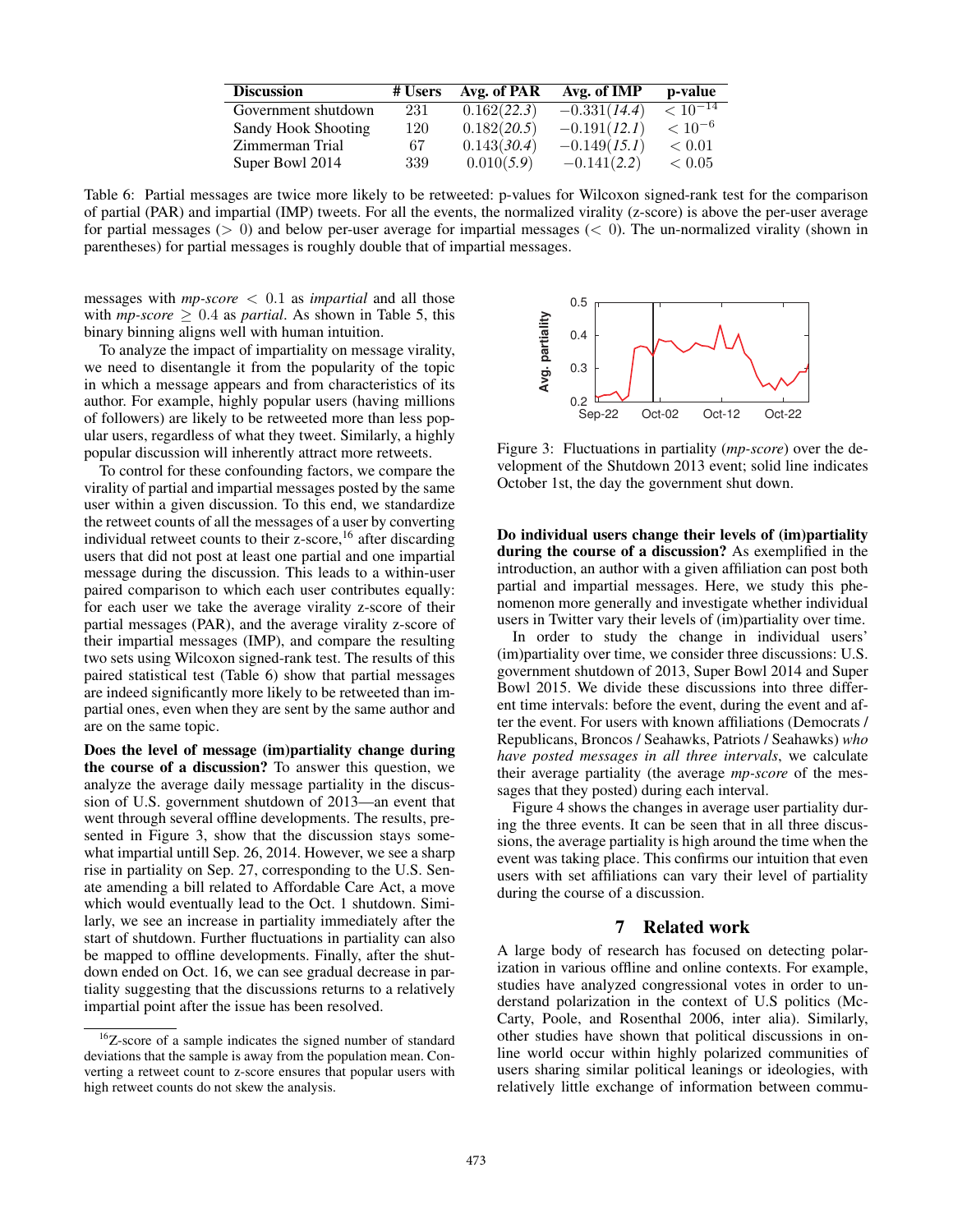| Discussion | # Users | Avg. of PAR | Avg. of IMP | p-value |
| --- | --- | --- | --- | --- |
| Government shutdown | 231 | $0.162(\mathit{22.3})$ | $-0.331(\mathit{14.4})$ | $< 10^{-14}$ |
| Sandy Hook Shooting | 120 | $0.182(\mathit{20.5})$ | $-0.191(\mathit{12.1})$ | $< 10^{-6}$ |
| Zimmerman Trial | 67 | $0.143(\mathit{30.4})$ | $-0.149(\mathit{15.1})$ | $< 0.01$ |
| Super Bowl 2014 | 339 | $0.010(\mathit{5.9})$ | $-0.141(\mathit{2.2})$ | $< 0.05$ |

Table 6: Partial messages are twice more likely to be retweeted: p-values for Wilcoxon signed-rank test for the comparison of partial (PAR) and impartial (IMP) tweets. For all the events, the normalized virality (z-score) is above the per-user average for partial messages ($> 0$) and below per-user average for impartial messages ($< 0$). The un-normalized virality (shown in parentheses) for partial messages is roughly double that of impartial messages.

messages with *mp-score* $< 0.1$ as *impartial* and all those with *mp-score* $\geq 0.4$ as *partial*. As shown in Table 5, this binary binning aligns well with human intuition.

To analyze the impact of impartiality on message virality, we need to disentangle it from the popularity of the topic in which a message appears and from characteristics of its author. For example, highly popular users (having millions of followers) are likely to be retweeted more than less popular users, regardless of what they tweet. Similarly, a highly popular discussion will inherently attract more retweets.

To control for these confounding factors, we compare the virality of partial and impartial messages posted by the same user within a given discussion. To this end, we standardize the retweet counts of all the messages of a user by converting individual retweet counts to their z-score,[16] after discarding users that did not post at least one partial and one impartial message during the discussion. This leads to a within-user paired comparison to which each user contributes equally: for each user we take the average virality z-score of their partial messages (PAR), and the average virality z-score of their impartial messages (IMP), and compare the resulting two sets using Wilcoxon signed-rank test. The results of this paired statistical test (Table 6) show that partial messages are indeed significantly more likely to be retweeted than impartial ones, even when they are sent by the same author and are on the same topic.

**Does the level of message (im)partiality change during the course of a discussion?** To answer this question, we analyze the average daily message partiality in the discussion of U.S. government shutdown of 2013—an event that went through several offline developments. The results, presented in Figure 3, show that the discussion stays somewhat impartial untill Sep. 26, 2014. However, we see a sharp rise in partiality on Sep. 27, corresponding to the U.S. Senate amending a bill related to Affordable Care Act, a move which would eventually lead to the Oct. 1 shutdown. Similarly, we see an increase in partiality immediately after the start of shutdown. Further fluctuations in partiality can also be mapped to offline developments. Finally, after the shutdown ended on Oct. 16, we can see gradual decrease in partiality suggesting that the discussions returns to a relatively impartial point after the issue has been resolved.

[16] Z-score of a sample indicates the signed number of standard deviations that the sample is away from the population mean. Converting a retweet count to z-score ensures that popular users with high retweet counts do not skew the analysis.

Figure 3: Fluctuations in partiality (*mp-score*) over the development of the Shutdown 2013 event; solid line indicates October 1st, the day the government shut down.

**Do individual users change their levels of (im)partiality during the course of a discussion?** As exemplified in the introduction, an author with a given affiliation can post both partial and impartial messages. Here, we study this phenomenon more generally and investigate whether individual users in Twitter vary their levels of (im)partiality over time.

In order to study the change in individual users' (im)partiality over time, we consider three discussions: U.S. government shutdown of 2013, Super Bowl 2014 and Super Bowl 2015. We divide these discussions into three different time intervals: before the event, during the event and after the event. For users with known affiliations (Democrats / Republicans, Broncos / Seahawks, Patriots / Seahawks) *who have posted messages in all three intervals*, we calculate their average partiality (the average *mp-score* of the messages that they posted) during each interval.

Figure 4 shows the changes in average user partiality during the three events. It can be seen that in all three discussions, the average partiality is high around the time when the event was taking place. This confirms our intuition that even users with set affiliations can vary their level of partiality during the course of a discussion.

## 7 Related work

A large body of research has focused on detecting polarization in various offline and online contexts. For example, studies have analyzed congressional votes in order to understand polarization in the context of U.S politics (McCarty, Poole, and Rosenthal 2006, inter alia). Similarly, other studies have shown that political discussions in online world occur within highly polarized communities of users sharing similar political leanings or ideologies, with relatively little exchange of information between commu-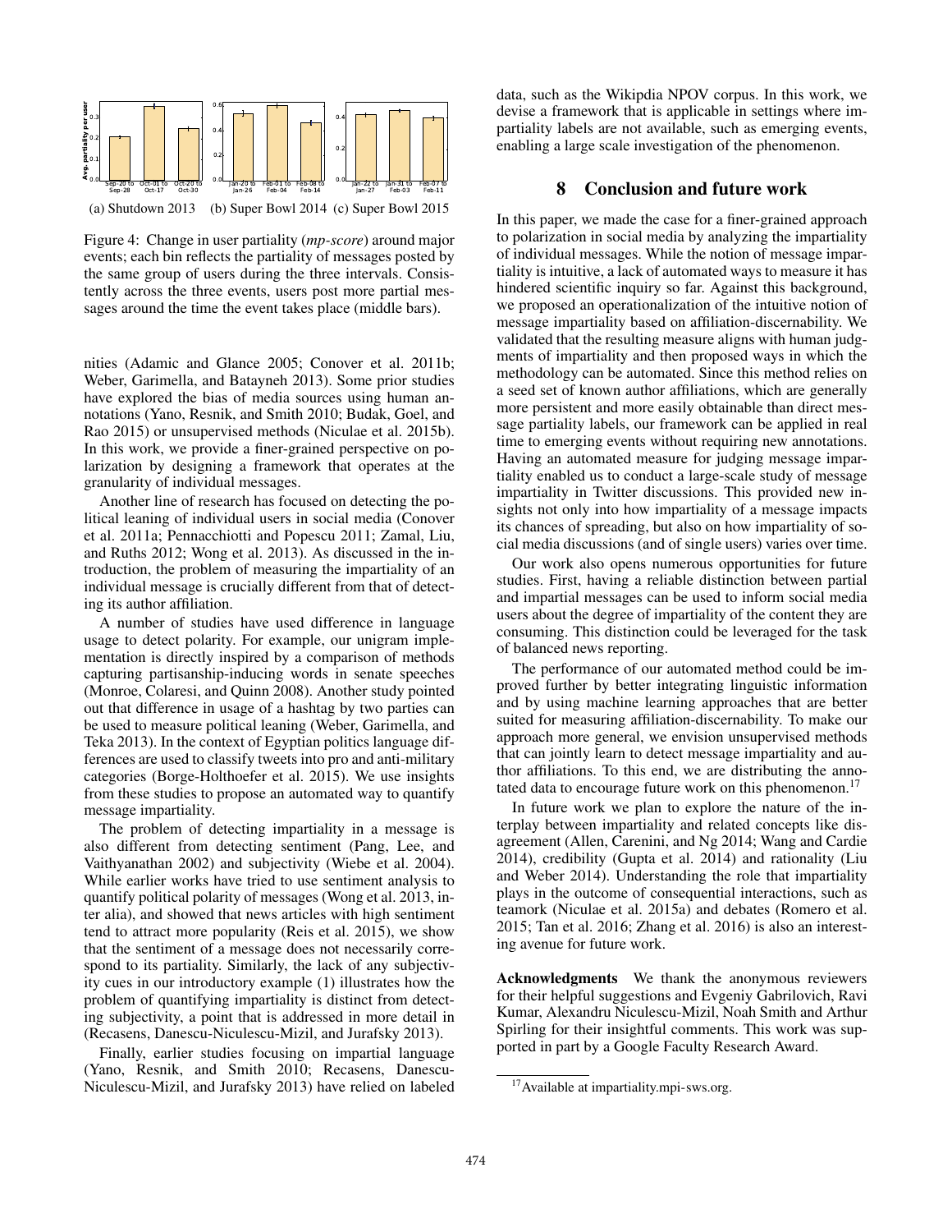(a) Shutdown 2013 (b) Super Bowl 2014 (c) Super Bowl 2015

Figure 4: Change in user partiality (*mp-score*) around major events; each bin reflects the partiality of messages posted by the same group of users during the three intervals. Consistently across the three events, users post more partial messages around the time the event takes place (middle bars).

nities (Adamic and Glance 2005; Conover et al. 2011b; Weber, Garimella, and Batayneh 2013). Some prior studies have explored the bias of media sources using human annotations (Yano, Resnik, and Smith 2010; Budak, Goel, and Rao 2015) or unsupervised methods (Niculae et al. 2015b). In this work, we provide a finer-grained perspective on polarization by designing a framework that operates at the granularity of individual messages.

Another line of research has focused on detecting the political leaning of individual users in social media (Conover et al. 2011a; Pennacchiotti and Popescu 2011; Zamal, Liu, and Ruths 2012; Wong et al. 2013). As discussed in the introduction, the problem of measuring the impartiality of an individual message is crucially different from that of detecting its author affiliation.

A number of studies have used difference in language usage to detect polarity. For example, our unigram implementation is directly inspired by a comparison of methods capturing partisanship-inducing words in senate speeches (Monroe, Colaresi, and Quinn 2008). Another study pointed out that difference in usage of a hashtag by two parties can be used to measure political leaning (Weber, Garimella, and Teka 2013). In the context of Egyptian politics language differences are used to classify tweets into pro and anti-military categories (Borge-Holthoefer et al. 2015). We use insights from these studies to propose an automated way to quantify message impartiality.

The problem of detecting impartiality in a message is also different from detecting sentiment (Pang, Lee, and Vaithyanathan 2002) and subjectivity (Wiebe et al. 2004). While earlier works have tried to use sentiment analysis to quantify political polarity of messages (Wong et al. 2013, inter alia), and showed that news articles with high sentiment tend to attract more popularity (Reis et al. 2015), we show that the sentiment of a message does not necessarily correspond to its partiality. Similarly, the lack of any subjectivity cues in our introductory example (1) illustrates how the problem of quantifying impartiality is distinct from detecting subjectivity, a point that is addressed in more detail in (Recasens, Danescu-Niculescu-Mizil, and Jurafsky 2013).

Finally, earlier studies focusing on impartial language (Yano, Resnik, and Smith 2010; Recasens, Danescu-Niculescu-Mizil, and Jurafsky 2013) have relied on labeled data, such as the Wikipdia NPOV corpus. In this work, we devise a framework that is applicable in settings where impartiality labels are not available, such as emerging events, enabling a large scale investigation of the phenomenon.

## 8 Conclusion and future work

In this paper, we made the case for a finer-grained approach to polarization in social media by analyzing the impartiality of individual messages. While the notion of message impartiality is intuitive, a lack of automated ways to measure it has hindered scientific inquiry so far. Against this background, we proposed an operationalization of the intuitive notion of message impartiality based on affiliation-discernability. We validated that the resulting measure aligns with human judgments of impartiality and then proposed ways in which the methodology can be automated. Since this method relies on a seed set of known author affiliations, which are generally more persistent and more easily obtainable than direct message partiality labels, our framework can be applied in real time to emerging events without requiring new annotations. Having an automated measure for judging message impartiality enabled us to conduct a large-scale study of message impartiality in Twitter discussions. This provided new insights not only into how impartiality of a message impacts its chances of spreading, but also on how impartiality of social media discussions (and of single users) varies over time.

Our work also opens numerous opportunities for future studies. First, having a reliable distinction between partial and impartial messages can be used to inform social media users about the degree of impartiality of the content they are consuming. This distinction could be leveraged for the task of balanced news reporting.

The performance of our automated method could be improved further by better integrating linguistic information and by using machine learning approaches that are better suited for measuring affiliation-discernability. To make our approach more general, we envision unsupervised methods that can jointly learn to detect message impartiality and author affiliations. To this end, we are distributing the annotated data to encourage future work on this phenomenon.[17]

In future work we plan to explore the nature of the interplay between impartiality and related concepts like disagreement (Allen, Carenini, and Ng 2014; Wang and Cardie 2014), credibility (Gupta et al. 2014) and rationality (Liu and Weber 2014). Understanding the role that impartiality plays in the outcome of consequential interactions, such as teamork (Niculae et al. 2015a) and debates (Romero et al. 2015; Tan et al. 2016; Zhang et al. 2016) is also an interesting avenue for future work.

**Acknowledgments** We thank the anonymous reviewers for their helpful suggestions and Evgeniy Gabrilovich, Ravi Kumar, Alexandru Niculescu-Mizil, Noah Smith and Arthur Spirling for their insightful comments. This work was supported in part by a Google Faculty Research Award.

[17] Available at impartiality.mpi-sws.org.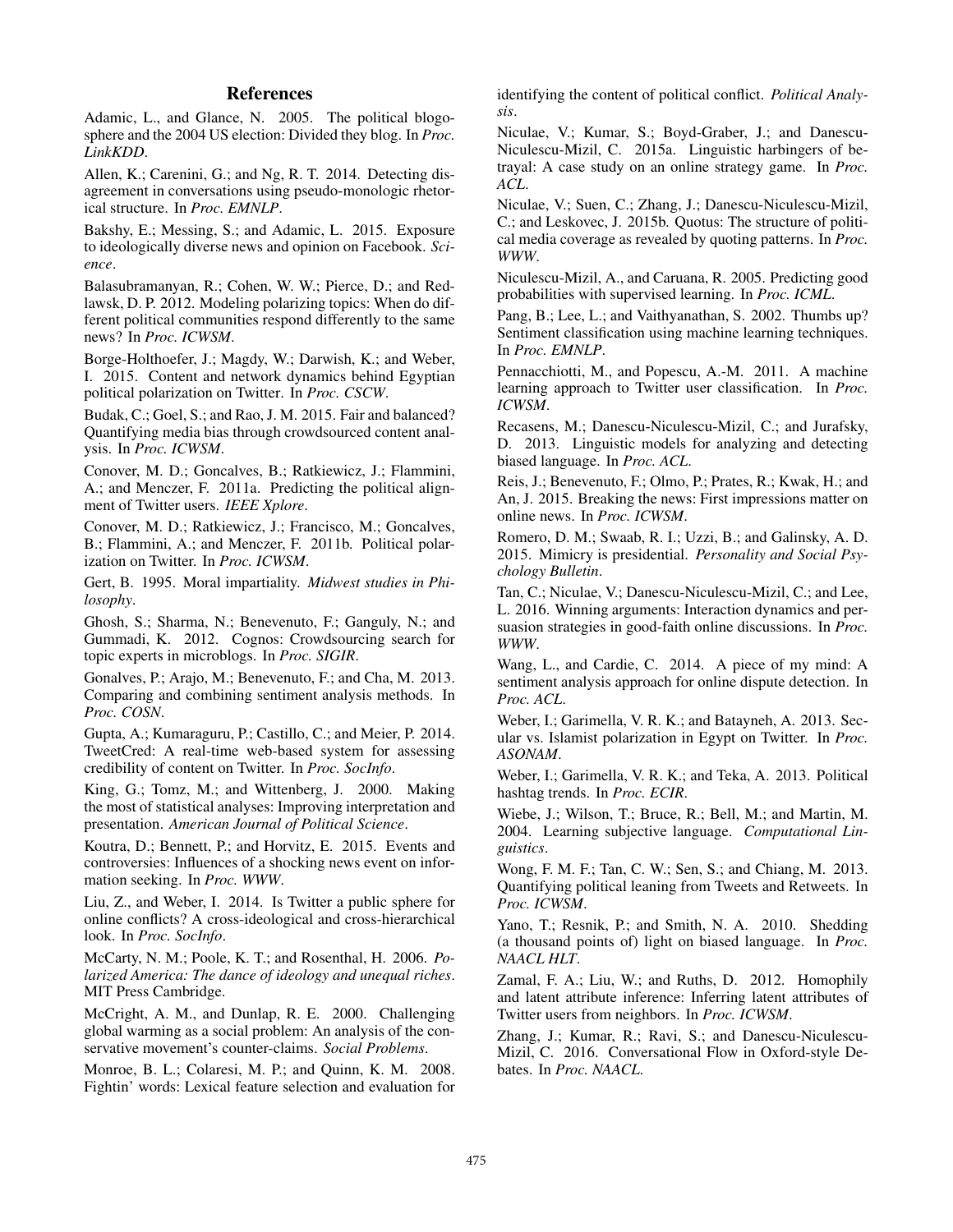## References

Adamic, L., and Glance, N. 2005. The political blogosphere and the 2004 US election: Divided they blog. In *Proc. LinkKDD*.

Allen, K.; Carenini, G.; and Ng, R. T. 2014. Detecting disagreement in conversations using pseudo-monologic rhetorical structure. In *Proc. EMNLP*.

Bakshy, E.; Messing, S.; and Adamic, L. 2015. Exposure to ideologically diverse news and opinion on Facebook. *Science*.

Balasubramanyan, R.; Cohen, W. W.; Pierce, D.; and Redlawsk, D. P. 2012. Modeling polarizing topics: When do different political communities respond differently to the same news? In *Proc. ICWSM*.

Borge-Holthoefer, J.; Magdy, W.; Darwish, K.; and Weber, I. 2015. Content and network dynamics behind Egyptian political polarization on Twitter. In *Proc. CSCW*.

Budak, C.; Goel, S.; and Rao, J. M. 2015. Fair and balanced? Quantifying media bias through crowdsourced content analysis. In *Proc. ICWSM*.

Conover, M. D.; Goncalves, B.; Ratkiewicz, J.; Flammini, A.; and Menczer, F. 2011a. Predicting the political alignment of Twitter users. *IEEE Xplore*.

Conover, M. D.; Ratkiewicz, J.; Francisco, M.; Goncalves, B.; Flammini, A.; and Menczer, F. 2011b. Political polarization on Twitter. In *Proc. ICWSM*.

Gert, B. 1995. Moral impartiality. *Midwest studies in Philosophy*.

Ghosh, S.; Sharma, N.; Benevenuto, F.; Ganguly, N.; and Gummadi, K. 2012. Cognos: Crowdsourcing search for topic experts in microblogs. In *Proc. SIGIR*.

Gonalves, P.; Arajo, M.; Benevenuto, F.; and Cha, M. 2013. Comparing and combining sentiment analysis methods. In *Proc. COSN*.

Gupta, A.; Kumaraguru, P.; Castillo, C.; and Meier, P. 2014. TweetCred: A real-time web-based system for assessing credibility of content on Twitter. In *Proc. SocInfo*.

King, G.; Tomz, M.; and Wittenberg, J. 2000. Making the most of statistical analyses: Improving interpretation and presentation. *American Journal of Political Science*.

Koutra, D.; Bennett, P.; and Horvitz, E. 2015. Events and controversies: Influences of a shocking news event on information seeking. In *Proc. WWW*.

Liu, Z., and Weber, I. 2014. Is Twitter a public sphere for online conflicts? A cross-ideological and cross-hierarchical look. In *Proc. SocInfo*.

McCarty, N. M.; Poole, K. T.; and Rosenthal, H. 2006. *Polarized America: The dance of ideology and unequal riches*. MIT Press Cambridge.

McCright, A. M., and Dunlap, R. E. 2000. Challenging global warming as a social problem: An analysis of the conservative movement's counter-claims. *Social Problems*.

Monroe, B. L.; Colaresi, M. P.; and Quinn, K. M. 2008. Fightin' words: Lexical feature selection and evaluation for identifying the content of political conflict. *Political Analysis*.

Niculae, V.; Kumar, S.; Boyd-Graber, J.; and Danescu-Niculescu-Mizil, C. 2015a. Linguistic harbingers of betrayal: A case study on an online strategy game. In *Proc. ACL*.

Niculae, V.; Suen, C.; Zhang, J.; Danescu-Niculescu-Mizil, C.; and Leskovec, J. 2015b. Quotus: The structure of political media coverage as revealed by quoting patterns. In *Proc. WWW*.

Niculescu-Mizil, A., and Caruana, R. 2005. Predicting good probabilities with supervised learning. In *Proc. ICML*.

Pang, B.; Lee, L.; and Vaithyanathan, S. 2002. Thumbs up? Sentiment classification using machine learning techniques. In *Proc. EMNLP*.

Pennacchiotti, M., and Popescu, A.-M. 2011. A machine learning approach to Twitter user classification. In *Proc. ICWSM*.

Recasens, M.; Danescu-Niculescu-Mizil, C.; and Jurafsky, D. 2013. Linguistic models for analyzing and detecting biased language. In *Proc. ACL*.

Reis, J.; Benevenuto, F.; Olmo, P.; Prates, R.; Kwak, H.; and An, J. 2015. Breaking the news: First impressions matter on online news. In *Proc. ICWSM*.

Romero, D. M.; Swaab, R. I.; Uzzi, B.; and Galinsky, A. D. 2015. Mimicry is presidential. *Personality and Social Psychology Bulletin*.

Tan, C.; Niculae, V.; Danescu-Niculescu-Mizil, C.; and Lee, L. 2016. Winning arguments: Interaction dynamics and persuasion strategies in good-faith online discussions. In *Proc. WWW*.

Wang, L., and Cardie, C. 2014. A piece of my mind: A sentiment analysis approach for online dispute detection. In *Proc. ACL*.

Weber, I.; Garimella, V. R. K.; and Batayneh, A. 2013. Secular vs. Islamist polarization in Egypt on Twitter. In *Proc. ASONAM*.

Weber, I.; Garimella, V. R. K.; and Teka, A. 2013. Political hashtag trends. In *Proc. ECIR*.

Wiebe, J.; Wilson, T.; Bruce, R.; Bell, M.; and Martin, M. 2004. Learning subjective language. *Computational Linguistics*.

Wong, F. M. F.; Tan, C. W.; Sen, S.; and Chiang, M. 2013. Quantifying political leaning from Tweets and Retweets. In *Proc. ICWSM*.

Yano, T.; Resnik, P.; and Smith, N. A. 2010. Shedding (a thousand points of) light on biased language. In *Proc. NAACL HLT*.

Zamal, F. A.; Liu, W.; and Ruths, D. 2012. Homophily and latent attribute inference: Inferring latent attributes of Twitter users from neighbors. In *Proc. ICWSM*.

Zhang, J.; Kumar, R.; Ravi, S.; and Danescu-Niculescu-Mizil, C. 2016. Conversational Flow in Oxford-style Debates. In *Proc. NAACL*.